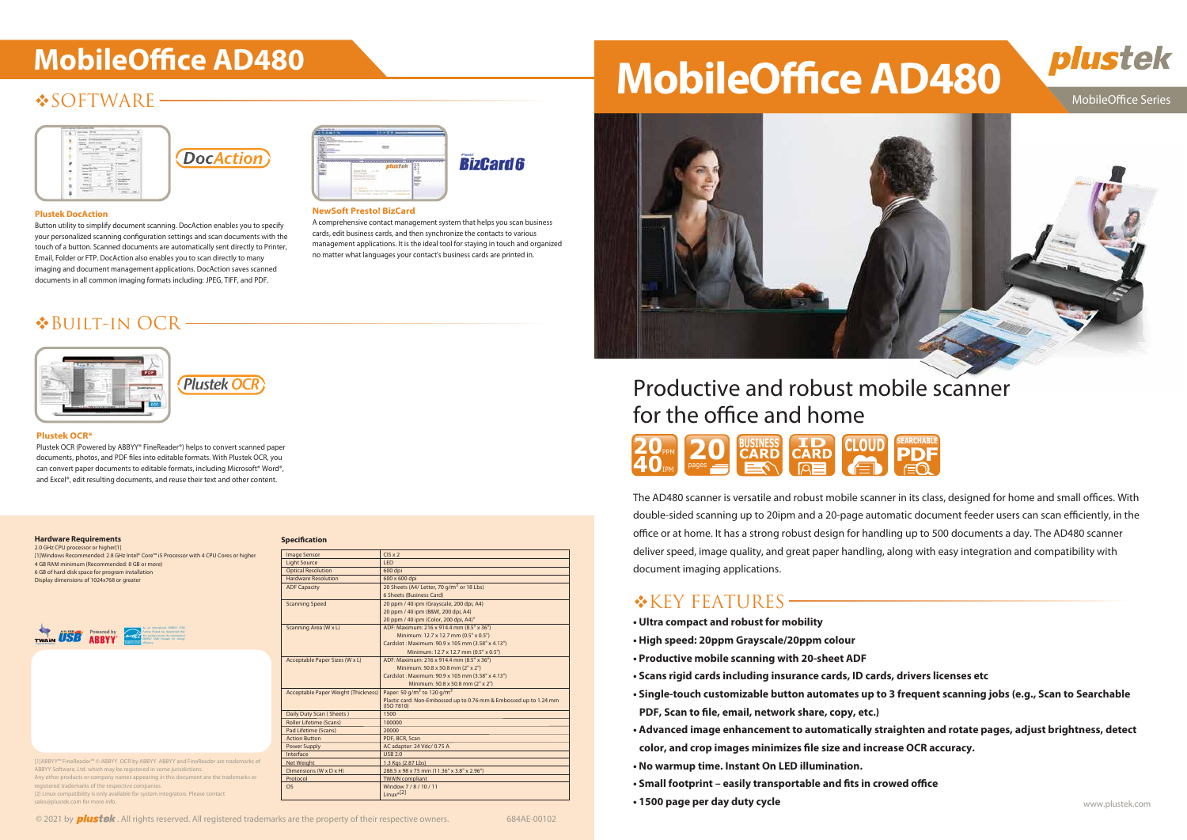# MobileOffice AD480

MobileOffice Series

## Productive and robust mobile scanner for the office and home

The AD480 scanner is versatile and robust mobile scanner in its class, designed for home and small offices. With double-sided scanning up to 20ipm and a 20-page automatic document feeder users can scan efficiently, in the office or at home. It has a strong robust design for handling up to 500 documents a day. The AD480 scanner deliver speed, image quality, and great paper handling, along with easy integration and compatibility with document imaging applications.

## ❖KEY FEATURES

- **Ultra compact and robust for mobility**
- **High speed: 20ppm Grayscale/20ppm colour**
- **Productive mobile scanning with 20-sheet ADF**
- **Scans rigid cards including insurance cards, ID cards, drivers licenses etc**
- **Single-touch customizable button automates up to 3 frequent scanning jobs (e.g., Scan to Searchable PDF, Scan to file, email, network share, copy, etc.)**
- **Advanced image enhancement to automatically straighten and rotate pages, adjust brightness, detect color, and crop images minimizes file size and increase OCR accuracy.**
- **No warmup time. Instant On LED illumination.**
- **Small footprint – easily transportable and fits in crowed office**
- **1500 page per day duty cycle**

www.plustek.com

## ❖SOFTWARE

### Plustek DocAction

Button utility to simplify document scanning. DocAction enables you to specify your personalized scanning configuration settings and scan documents with the touch of a button. Scanned documents are automatically sent directly to Printer, Email, Folder or FTP. DocAction also enables you to scan directly to many imaging and document management applications. DocAction saves scanned documents in all common imaging formats including: JPEG, TIFF, and PDF.

### NewSoft Presto! BizCard

A comprehensive contact management system that helps you scan business cards, edit business cards, and then synchronize the contacts to various management applications. It is the ideal tool for staying in touch and organized no matter what languages your contact's business cards are printed in.

## ❖BUILT-IN OCR

### Plustek OCR*

Plustek OCR (Powered by ABBYY® FineReader®) helps to convert scanned paper documents, photos, and PDF files into editable formats. With Plustek OCR, you can convert paper documents to editable formats, including Microsoft® Word®, and Excel®, edit resulting documents, and reuse their text and other content.

### Hardware Requirements

2.0 GHz CPU processor or higher[1]
[1]Windows Recommended: 2.8 GHz Intel® Core™ i5 Processor with 4 CPU Cores or higher
4 GB RAM minimum (Recommended: 8 GB or more)
6 GB of hard-disk space for program installation
Display dimensions of 1024x768 or greater

### Specification

| | |
|---|---|
| Image Sensor | CIS x 2 |
| Light Source | LED |
| Optical Resolution | 600 dpi |
| Hardware Resolution | 600 x 600 dpi |
| ADF Capacity | 20 Sheets (A4/ Letter, 70 g/m² or 18 Lbs)<br>6 Sheets (Business Card) |
| Scanning Speed | 20 ppm / 40 ipm (Grayscale, 200 dpi, A4)<br>20 ppm / 40 ipm (B&W, 200 dpi, A4)<br>20 ppm / 40 ipm (Color, 200 dpi, A4)* |
| Scanning Area (W x L) | ADF: Maximum: 216 x 914.4 mm (8.5" x 36")<br>Minimum: 12.7 x 12.7 mm (0.5" x 0.5")<br>Cardslot : Maximum: 90.9 x 105 mm (3.58" x 4.13")<br>Minimum: 12.7 x 12.7 mm (0.5" x 0.5") |
| Acceptable Paper Sizes (W x L) | ADF: Maximum: 216 x 914.4 mm (8.5" x 36")<br>Minimum: 50.8 x 50.8 mm (2" x 2")<br>Cardslot : Maximum: 90.9 x 105 mm (3.58" x 4.13")<br>Minimum: 50.8 x 50.8 mm (2" x 2") |
| Acceptable Paper Weight (Thickness) | Paper: 50 g/m² to 120 g/m²<br>Plastic card: Non-Embossed up to 0.76 mm & Embossed up to 1.24 mm (ISO 7810) |
| Daily Duty Scan ( Sheets ) | 1500 |
| Roller Lifetime (Scans) | 100000 |
| Pad Lifetime (Scans) | 20000 |
| Action Button | PDF, BCR, Scan |
| Power Supply | AC adapter: 24 Vdc/ 0.75 A |
| Interface | USB 2.0 |
| Net Weight | 1.3 Kgs (2.87 Lbs) |
| Dimensions (W x D x H) | 288.5 x 98 x 75 mm (11.36" x 3.8" x 2.96") |
| Protocol | TWAIN compliant |
| OS | Window 7 / 8 / 10 / 11<br>Linux*[2] |

[1]ABBYY™ FineReader™ © ABBYY. OCR by ABBYY. ABBYY and FineReader are trademarks of ABBYY Software, Ltd. which may be registered in some jurisdictions.
Any other products or company names appearing in this document are the trademarks or registered trademarks of the respective companies.
[2] Linux compatibility is only available for system integrators. Please contact sales@plustek.com for more info.

© 2021 by plustek. All rights reserved. All registered trademarks are the property of their respective owners.

684AE-00102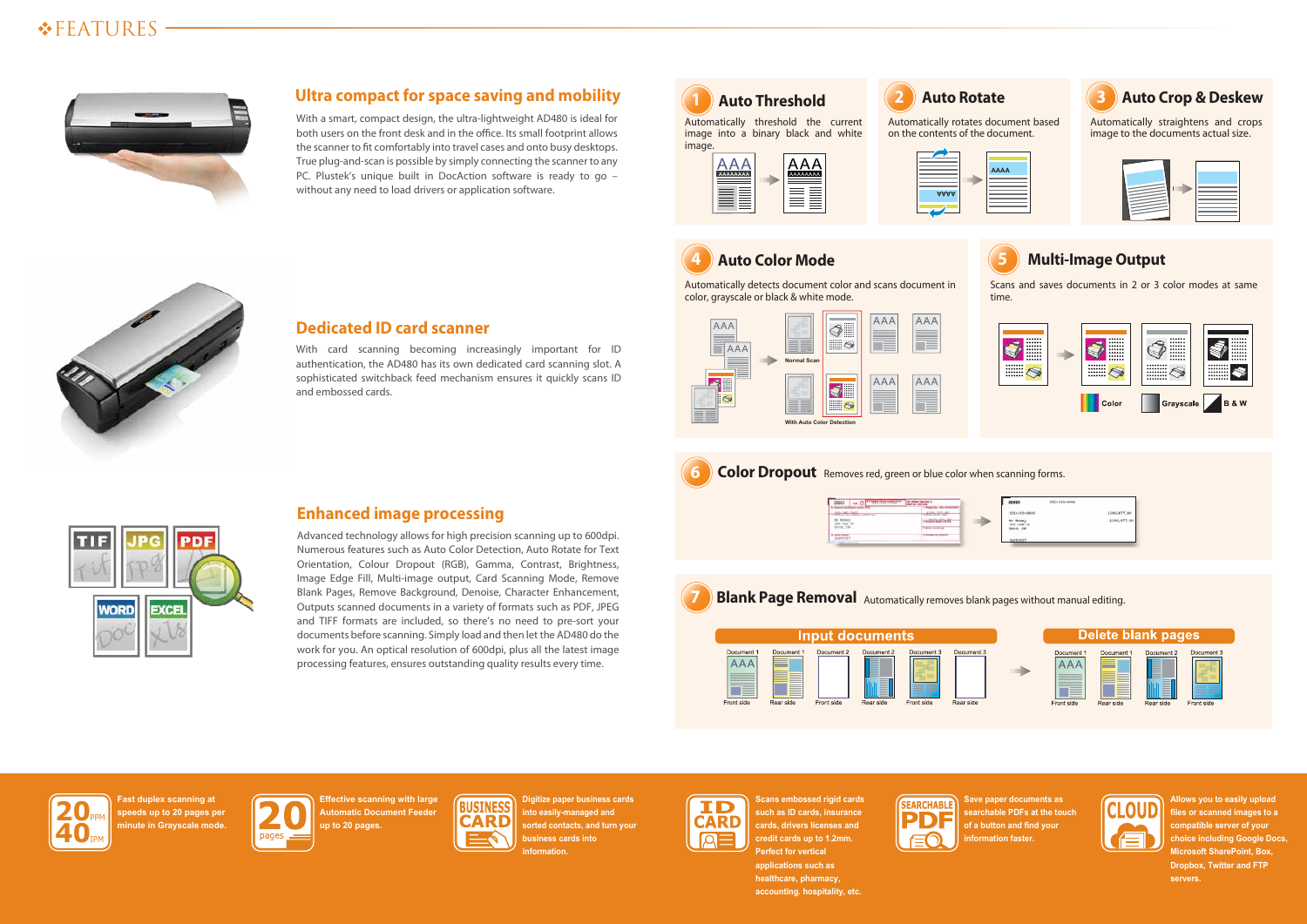# ❖FEATURES

## Ultra compact for space saving and mobility

With a smart, compact design, the ultra-lightweight AD480 is ideal for both users on the front desk and in the office. Its small footprint allows the scanner to fit comfortably into travel cases and onto busy desktops. True plug-and-scan is possible by simply connecting the scanner to any PC. Plustek's unique built in DocAction software is ready to go – without any need to load drivers or application software.

## Dedicated ID card scanner

With card scanning becoming increasingly important for ID authentication, the AD480 has its own dedicated card scanning slot. A sophisticated switchback feed mechanism ensures it quickly scans ID and embossed cards.

## Enhanced image processing

Advanced technology allows for high precision scanning up to 600dpi. Numerous features such as Auto Color Detection, Auto Rotate for Text Orientation, Colour Dropout (RGB), Gamma, Contrast, Brightness, Image Edge Fill, Multi-image output, Card Scanning Mode, Remove Blank Pages, Remove Background, Denoise, Character Enhancement, Outputs scanned documents in a variety of formats such as PDF, JPEG and TIFF formats are included, so there's no need to pre-sort your documents before scanning. Simply load and then let the AD480 do the work for you. An optical resolution of 600dpi, plus all the latest image processing features, ensures outstanding quality results every time.

### 1 Auto Threshold

Automatically threshold the current image into a binary black and white image.

### 2 Auto Rotate

Automatically rotates document based on the contents of the document.

### 3 Auto Crop & Deskew

Automatically straightens and crops image to the documents actual size.

### 4 Auto Color Mode

Automatically detects document color and scans document in color, grayscale or black & white mode.

Normal Scan

With Auto Color Detection

### 5 Multi-Image Output

Scans and saves documents in 2 or 3 color modes at same time.

Color | Grayscale | B & W

### 6 Color Dropout

Removes red, green or blue color when scanning forms.

### 7 Blank Page Removal

Automatically removes blank pages without manual editing.

Input documents

Document 1 Front side | Document 1 Rear side | Document 2 Front side | Document 2 Rear side | Document 3 Front side | Document 3 Rear side

Delete blank pages

Document 1 Front side | Document 1 Rear side | Document 2 Rear side | Document 3 Front side

---

**20 PPM / 40 IPM** — Fast duplex scanning at speeds up to 20 pages per minute in Grayscale mode.

**20 pages** — Effective scanning with large Automatic Document Feeder up to 20 pages.

**BUSINESS CARD** — Digitize paper business cards into easily-managed and sorted contacts, and turn your business cards into information.

**ID CARD** — Scans embossed rigid cards such as ID cards, insurance cards, drivers licenses and credit cards up to 1.2mm. Perfect for vertical applications such as healthcare, pharmacy, accounting, hospitality, etc.

**SEARCHABLE PDF** — Save paper documents as searchable PDFs at the touch of a button and find your information faster.

**CLOUD** — Allows you to easily upload files or scanned images to a compatible server of your choice including Google Docs, Microsoft SharePoint, Box, Dropbox, Twitter and FTP servers.